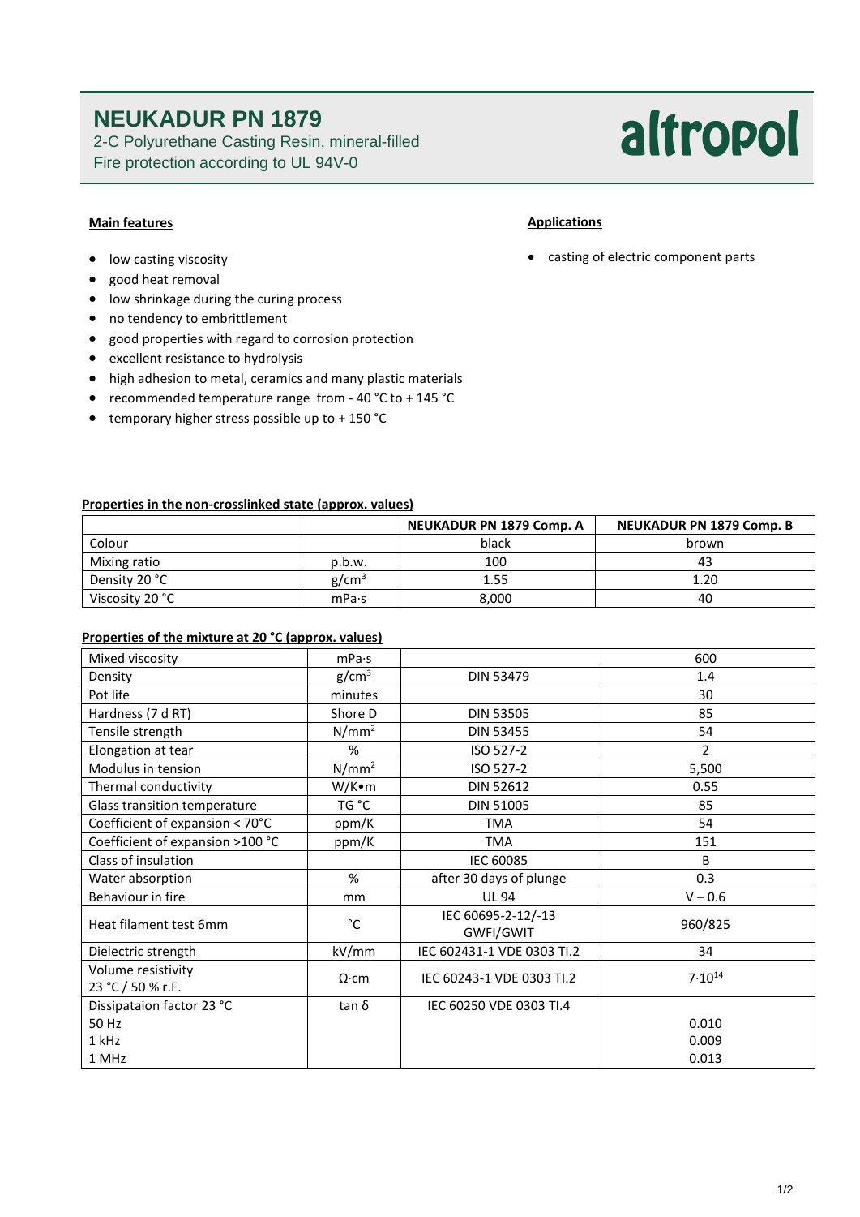# NEUKADUR PN 1879

2-C Polyurethane Casting Resin, mineral-filled
Fire protection according to UL 94V-0

altropol

### Main features

- low casting viscosity
- good heat removal
- low shrinkage during the curing process
- no tendency to embrittlement
- good properties with regard to corrosion protection
- excellent resistance to hydrolysis
- high adhesion to metal, ceramics and many plastic materials
- recommended temperature range from - 40 °C to + 145 °C
- temporary higher stress possible up to + 150 °C

### Applications

- casting of electric component parts

### Properties in the non-crosslinked state (approx. values)

| | | NEUKADUR PN 1879 Comp. A | NEUKADUR PN 1879 Comp. B |
|---|---|---|---|
| Colour | | black | brown |
| Mixing ratio | p.b.w. | 100 | 43 |
| Density 20 °C | $g/cm^3$ | 1.55 | 1.20 |
| Viscosity 20 °C | mPa·s | 8,000 | 40 |

### Properties of the mixture at 20 °C (approx. values)

| | | | |
|---|---|---|---|
| Mixed viscosity | mPa·s | | 600 |
| Density | $g/cm^3$ | DIN 53479 | 1.4 |
| Pot life | minutes | | 30 |
| Hardness (7 d RT) | Shore D | DIN 53505 | 85 |
| Tensile strength | $N/mm^2$ | DIN 53455 | 54 |
| Elongation at tear | % | ISO 527-2 | 2 |
| Modulus in tension | $N/mm^2$ | ISO 527-2 | 5,500 |
| Thermal conductivity | W/K•m | DIN 52612 | 0.55 |
| Glass transition temperature | TG °C | DIN 51005 | 85 |
| Coefficient of expansion < 70°C | ppm/K | TMA | 54 |
| Coefficient of expansion >100 °C | ppm/K | TMA | 151 |
| Class of insulation | | IEC 60085 | B |
| Water absorption | % | after 30 days of plunge | 0.3 |
| Behaviour in fire | mm | UL 94 | V – 0.6 |
| Heat filament test 6mm | °C | IEC 60695-2-12/-13 GWFI/GWIT | 960/825 |
| Dielectric strength | kV/mm | IEC 602431-1 VDE 0303 TI.2 | 34 |
| Volume resistivity 23 °C / 50 % r.F. | Ω·cm | IEC 60243-1 VDE 0303 TI.2 | $7 \cdot 10^{14}$ |
| Dissipataion factor 23 °C | tan δ | IEC 60250 VDE 0303 TI.4 | |
| 50 Hz | | | 0.010 |
| 1 kHz | | | 0.009 |
| 1 MHz | | | 0.013 |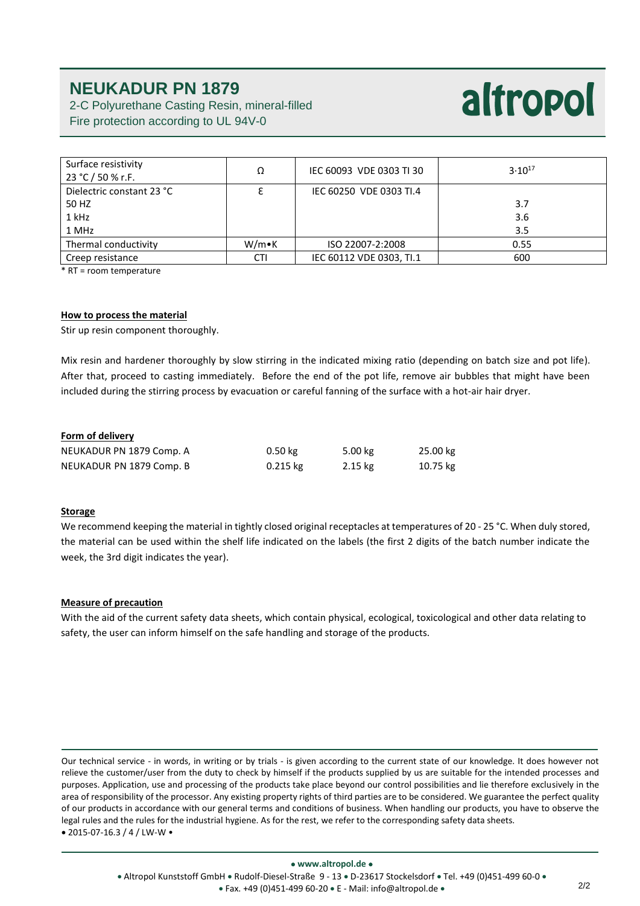# NEUKADUR PN 1879

2-C Polyurethane Casting Resin, mineral-filled
Fire protection according to UL 94V-0

altropol

| | | | |
|---|---|---|---|
| Surface resistivity<br>23 °C / 50 % r.F. | Ω | IEC 60093 VDE 0303 TI 30 | $3 \cdot 10^{17}$ |
| Dielectric constant 23 °C<br>50 HZ<br>1 kHz<br>1 MHz | ε | IEC 60250 VDE 0303 TI.4 | <br>3.7<br>3.6<br>3.5 |
| Thermal conductivity | W/m•K | ISO 22007-2:2008 | 0.55 |
| Creep resistance | CTI | IEC 60112 VDE 0303, TI.1 | 600 |

\* RT = room temperature

**How to process the material**

Stir up resin component thoroughly.

Mix resin and hardener thoroughly by slow stirring in the indicated mixing ratio (depending on batch size and pot life). After that, proceed to casting immediately. Before the end of the pot life, remove air bubbles that might have been included during the stirring process by evacuation or careful fanning of the surface with a hot-air hair dryer.

**Form of delivery**

| | | | |
|---|---|---|---|
| NEUKADUR PN 1879 Comp. A | 0.50 kg | 5.00 kg | 25.00 kg |
| NEUKADUR PN 1879 Comp. B | 0.215 kg | 2.15 kg | 10.75 kg |

**Storage**

We recommend keeping the material in tightly closed original receptacles at temperatures of 20 - 25 °C. When duly stored, the material can be used within the shelf life indicated on the labels (the first 2 digits of the batch number indicate the week, the 3rd digit indicates the year).

**Measure of precaution**

With the aid of the current safety data sheets, which contain physical, ecological, toxicological and other data relating to safety, the user can inform himself on the safe handling and storage of the products.

Our technical service - in words, in writing or by trials - is given according to the current state of our knowledge. It does however not relieve the customer/user from the duty to check by himself if the products supplied by us are suitable for the intended processes and purposes. Application, use and processing of the products take place beyond our control possibilities and lie therefore exclusively in the area of responsibility of the processor. Any existing property rights of third parties are to be considered. We guarantee the perfect quality of our products in accordance with our general terms and conditions of business. When handling our products, you have to observe the legal rules and the rules for the industrial hygiene. As for the rest, we refer to the corresponding safety data sheets.

• 2015-07-16.3 / 4 / LW-W •

• www.altropol.de •

• Altropol Kunststoff GmbH • Rudolf-Diesel-Straße 9 - 13 • D-23617 Stockelsdorf • Tel. +49 (0)451-499 60-0 •
• Fax. +49 (0)451-499 60-20 • E - Mail: info@altropol.de •